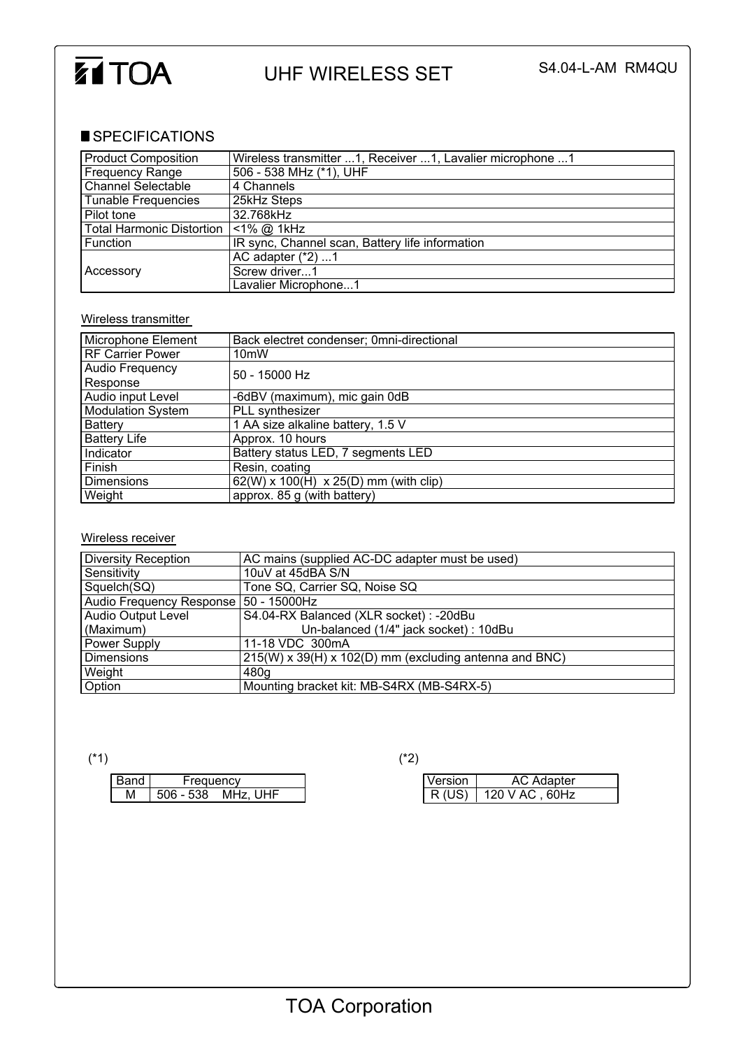# TOA

## UHF WIRELESS SET

S4.04-L-AM RM4QU

### SPECIFICATIONS

| Product Composition | Wireless transmitter ...1, Receiver ...1, Lavalier microphone ...1 |
|---|---|
| Frequency Range | 506 - 538 MHz (*1), UHF |
| Channel Selectable | 4 Channels |
| Tunable Frequencies | 25kHz Steps |
| Pilot tone | 32.768kHz |
| Total Harmonic Distortion | <1% @ 1kHz |
| Function | IR sync, Channel scan, Battery life information |
| Accessory | AC adapter (*2) ...1 |
| | Screw driver...1 |
| | Lavalier Microphone...1 |

Wireless transmitter

| Microphone Element | Back electret condenser; 0mni-directional |
|---|---|
| RF Carrier Power | 10mW |
| Audio Frequency Response | 50 - 15000 Hz |
| Audio input Level | -6dBV (maximum), mic gain 0dB |
| Modulation System | PLL synthesizer |
| Battery | 1 AA size alkaline battery, 1.5 V |
| Battery Life | Approx. 10 hours |
| Indicator | Battery status LED, 7 segments LED |
| Finish | Resin, coating |
| Dimensions | 62(W) x 100(H) x 25(D) mm (with clip) |
| Weight | approx. 85 g (with battery) |

Wireless receiver

| Diversity Reception | AC mains (supplied AC-DC adapter must be used) |
|---|---|
| Sensitivity | 10uV at 45dBA S/N |
| Squelch(SQ) | Tone SQ, Carrier SQ, Noise SQ |
| Audio Frequency Response | 50 - 15000Hz |
| Audio Output Level (Maximum) | S4.04-RX Balanced (XLR socket) : -20dBu<br>Un-balanced (1/4" jack socket) : 10dBu |
| Power Supply | 11-18 VDC 300mA |
| Dimensions | 215(W) x 39(H) x 102(D) mm (excluding antenna and BNC) |
| Weight | 480g |
| Option | Mounting bracket kit: MB-S4RX (MB-S4RX-5) |

(*1)

| Band | Frequency |
|---|---|
| M | 506 - 538 MHz, UHF |

(*2)

| Version | AC Adapter |
|---|---|
| R (US) | 120 V AC , 60Hz |

TOA Corporation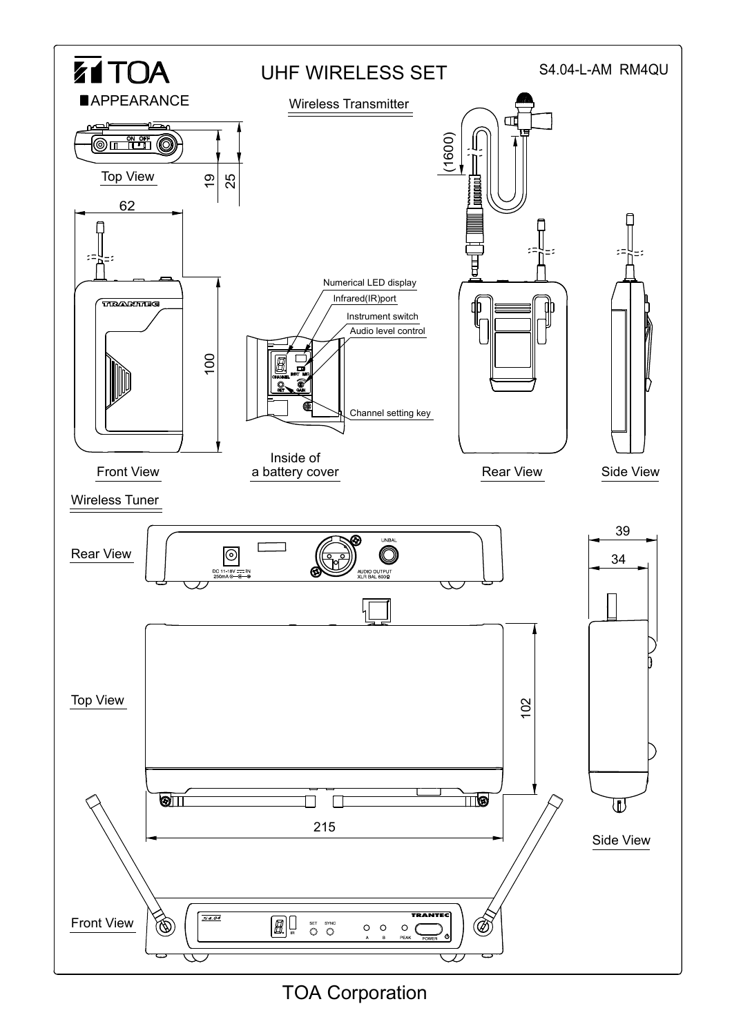# TOA

## UHF WIRELESS SET

S4.04-L-AM RM4QU

■APPEARANCE

### Wireless Transmitter

ON OFF

Top View

19

25

(1600)

62

100

TRANTEC

Numerical LED display

Infrared(IR)port

Instrument switch

Audio level control

Channel setting key

CHANNEL

INST MIC

SET

GAIN

Front View

Inside of a battery cover

Rear View

Side View

### Wireless Tuner

Rear View

DC 11-18V 250mA IN

AUDIO OUTPUT XLR BAL 600Ω

UNBAL

39

34

Top View

102

215

Side View

Front View

S4.04

IR

SET

SYNC

A

B

PEAK

POWER

TRANTEC

TOA Corporation